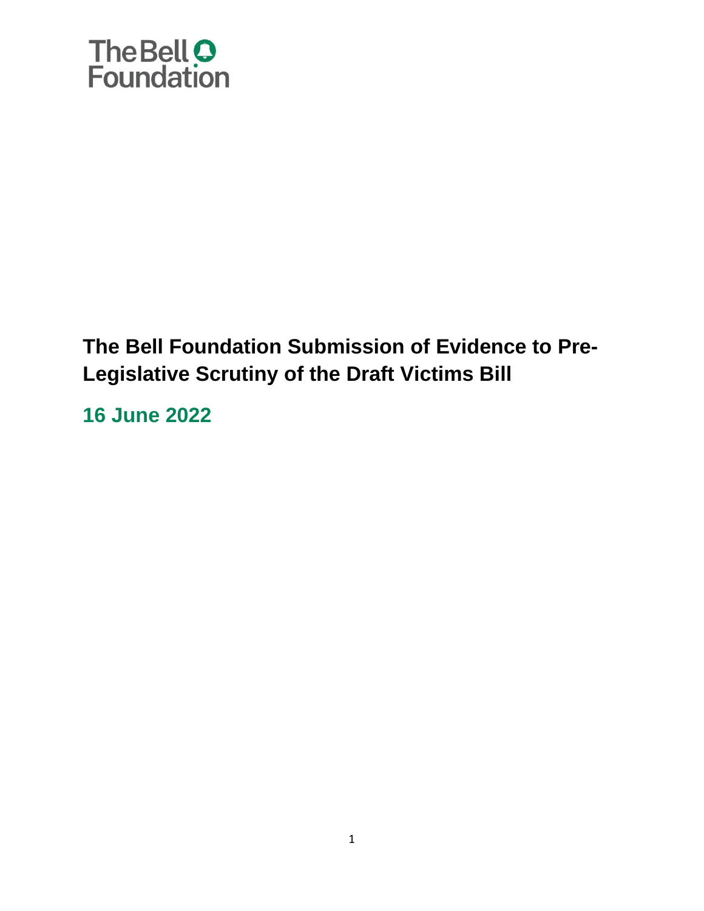The Bell Foundation

# The Bell Foundation Submission of Evidence to Pre-Legislative Scrutiny of the Draft Victims Bill

## 16 June 2022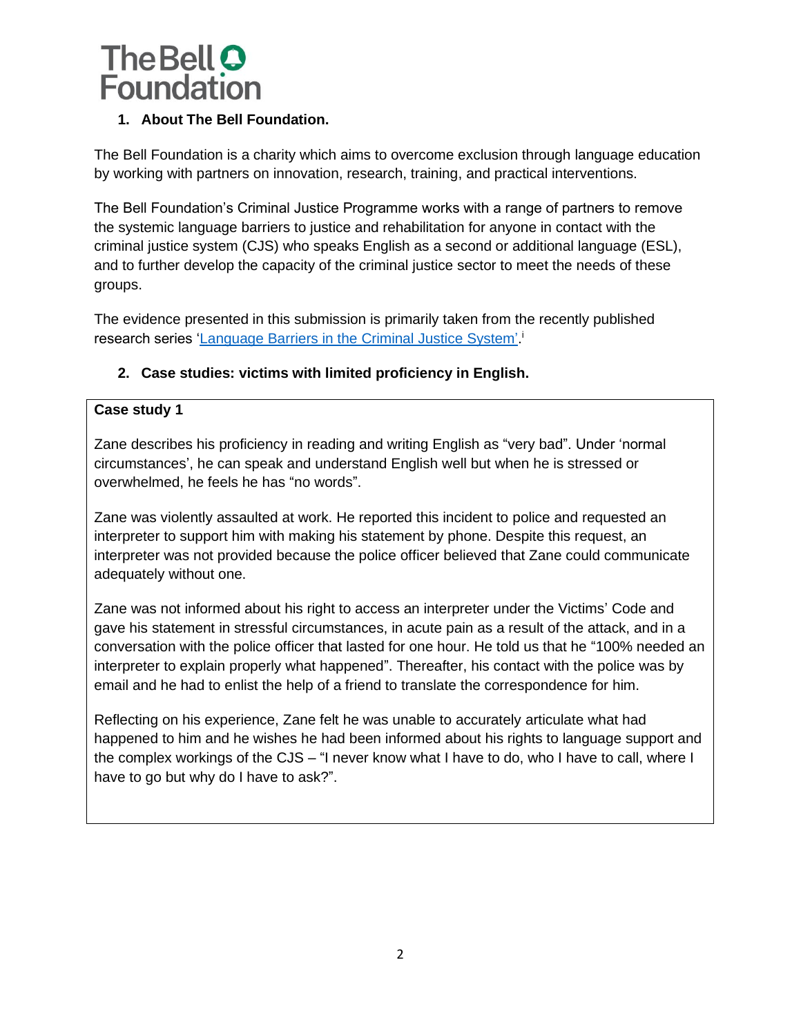## 1. About The Bell Foundation.

The Bell Foundation is a charity which aims to overcome exclusion through language education by working with partners on innovation, research, training, and practical interventions.

The Bell Foundation's Criminal Justice Programme works with a range of partners to remove the systemic language barriers to justice and rehabilitation for anyone in contact with the criminal justice system (CJS) who speaks English as a second or additional language (ESL), and to further develop the capacity of the criminal justice sector to meet the needs of these groups.

The evidence presented in this submission is primarily taken from the recently published research series '[Language Barriers in the Criminal Justice System'](#).[i]

## 2. Case studies: victims with limited proficiency in English.

**Case study 1**

Zane describes his proficiency in reading and writing English as "very bad". Under 'normal circumstances', he can speak and understand English well but when he is stressed or overwhelmed, he feels he has "no words".

Zane was violently assaulted at work. He reported this incident to police and requested an interpreter to support him with making his statement by phone. Despite this request, an interpreter was not provided because the police officer believed that Zane could communicate adequately without one.

Zane was not informed about his right to access an interpreter under the Victims' Code and gave his statement in stressful circumstances, in acute pain as a result of the attack, and in a conversation with the police officer that lasted for one hour. He told us that he "100% needed an interpreter to explain properly what happened". Thereafter, his contact with the police was by email and he had to enlist the help of a friend to translate the correspondence for him.

Reflecting on his experience, Zane felt he was unable to accurately articulate what had happened to him and he wishes he had been informed about his rights to language support and the complex workings of the CJS – "I never know what I have to do, who I have to call, where I have to go but why do I have to ask?".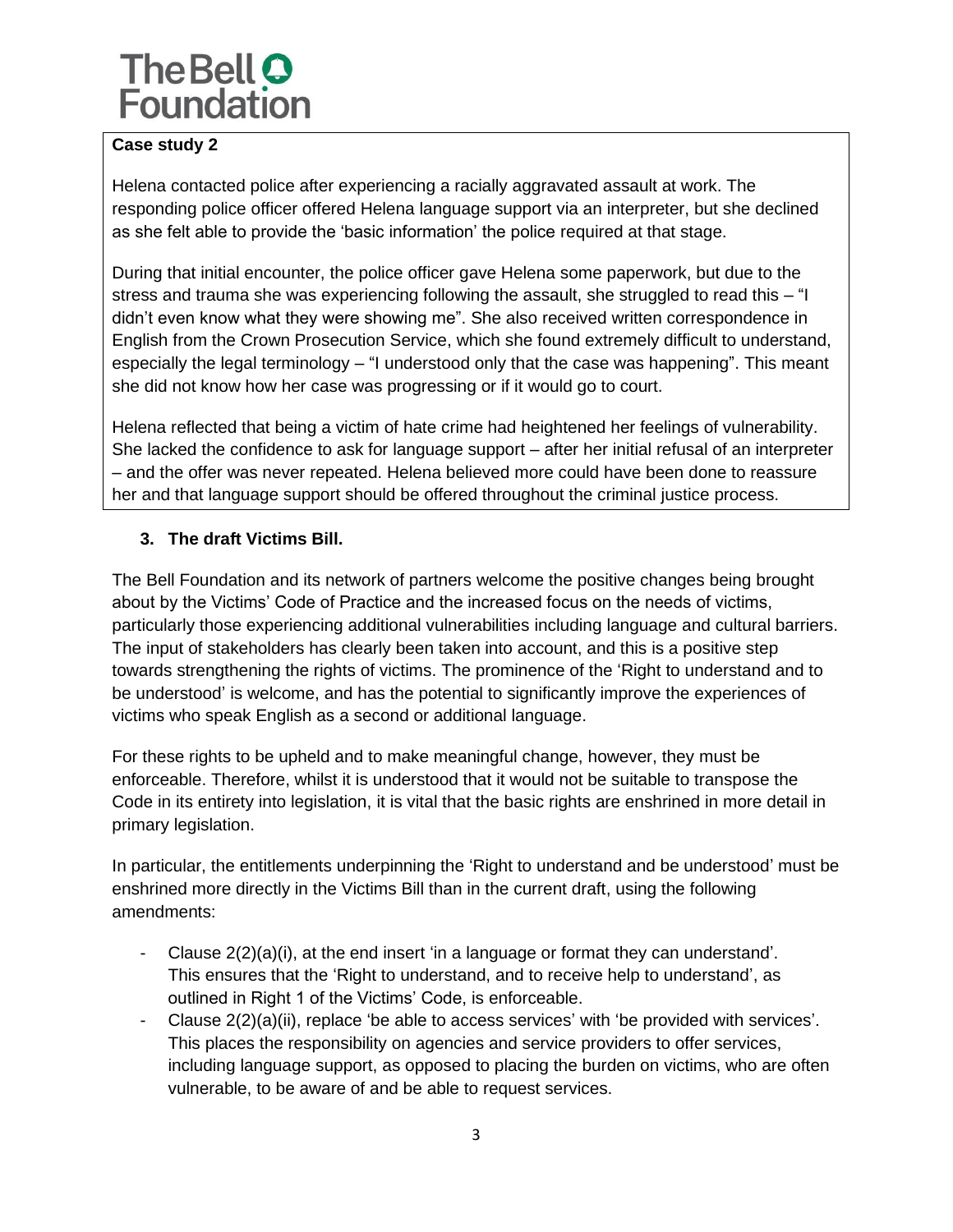**Case study 2**

Helena contacted police after experiencing a racially aggravated assault at work. The responding police officer offered Helena language support via an interpreter, but she declined as she felt able to provide the 'basic information' the police required at that stage.

During that initial encounter, the police officer gave Helena some paperwork, but due to the stress and trauma she was experiencing following the assault, she struggled to read this – "I didn't even know what they were showing me". She also received written correspondence in English from the Crown Prosecution Service, which she found extremely difficult to understand, especially the legal terminology – "I understood only that the case was happening". This meant she did not know how her case was progressing or if it would go to court.

Helena reflected that being a victim of hate crime had heightened her feelings of vulnerability. She lacked the confidence to ask for language support – after her initial refusal of an interpreter – and the offer was never repeated. Helena believed more could have been done to reassure her and that language support should be offered throughout the criminal justice process.

## 3. The draft Victims Bill.

The Bell Foundation and its network of partners welcome the positive changes being brought about by the Victims' Code of Practice and the increased focus on the needs of victims, particularly those experiencing additional vulnerabilities including language and cultural barriers. The input of stakeholders has clearly been taken into account, and this is a positive step towards strengthening the rights of victims. The prominence of the 'Right to understand and to be understood' is welcome, and has the potential to significantly improve the experiences of victims who speak English as a second or additional language.

For these rights to be upheld and to make meaningful change, however, they must be enforceable. Therefore, whilst it is understood that it would not be suitable to transpose the Code in its entirety into legislation, it is vital that the basic rights are enshrined in more detail in primary legislation.

In particular, the entitlements underpinning the 'Right to understand and be understood' must be enshrined more directly in the Victims Bill than in the current draft, using the following amendments:

- Clause 2(2)(a)(i), at the end insert 'in a language or format they can understand'. This ensures that the 'Right to understand, and to receive help to understand', as outlined in Right 1 of the Victims' Code, is enforceable.
- Clause 2(2)(a)(ii), replace 'be able to access services' with 'be provided with services'. This places the responsibility on agencies and service providers to offer services, including language support, as opposed to placing the burden on victims, who are often vulnerable, to be aware of and be able to request services.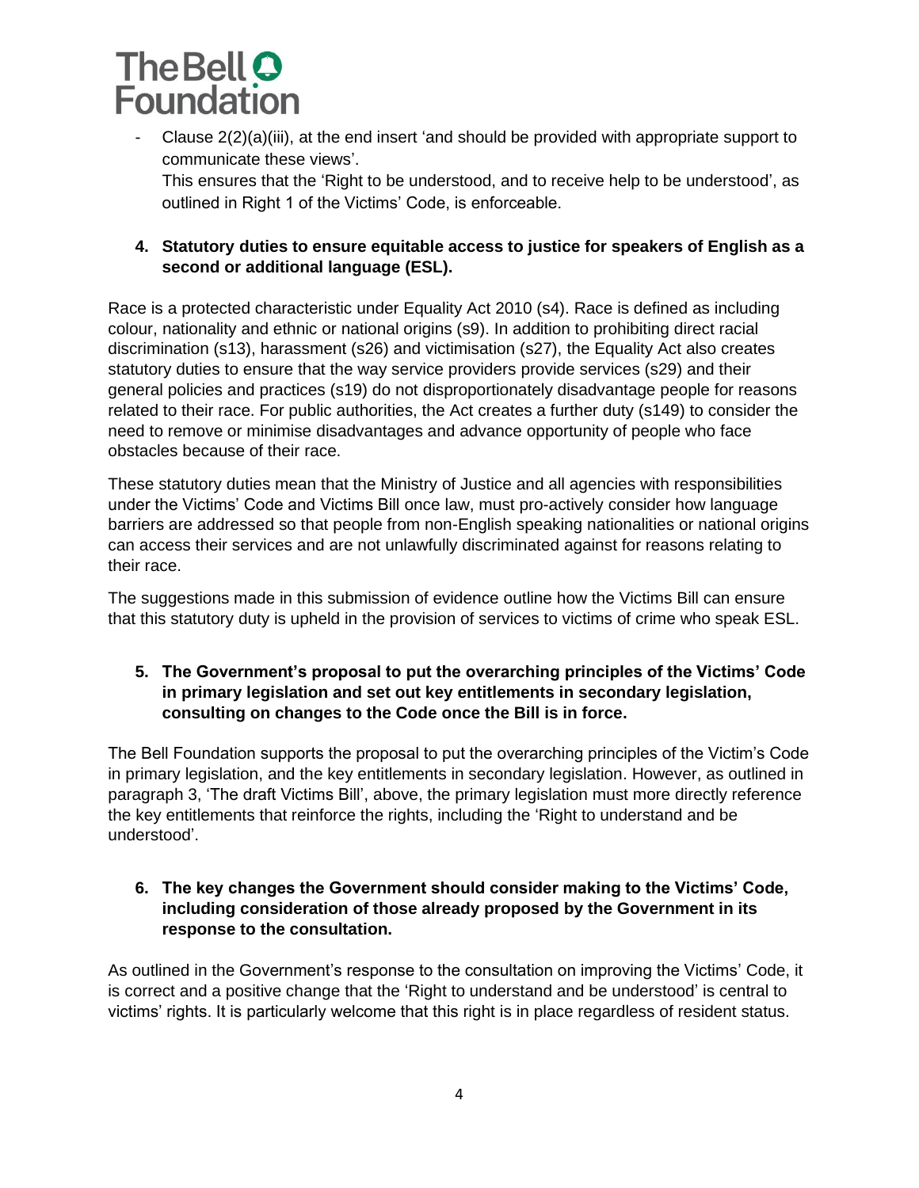- Clause 2(2)(a)(iii), at the end insert 'and should be provided with appropriate support to communicate these views'.
  This ensures that the 'Right to be understood, and to receive help to be understood', as outlined in Right 1 of the Victims' Code, is enforceable.

**4. Statutory duties to ensure equitable access to justice for speakers of English as a second or additional language (ESL).**

Race is a protected characteristic under Equality Act 2010 (s4). Race is defined as including colour, nationality and ethnic or national origins (s9). In addition to prohibiting direct racial discrimination (s13), harassment (s26) and victimisation (s27), the Equality Act also creates statutory duties to ensure that the way service providers provide services (s29) and their general policies and practices (s19) do not disproportionately disadvantage people for reasons related to their race. For public authorities, the Act creates a further duty (s149) to consider the need to remove or minimise disadvantages and advance opportunity of people who face obstacles because of their race.

These statutory duties mean that the Ministry of Justice and all agencies with responsibilities under the Victims' Code and Victims Bill once law, must pro-actively consider how language barriers are addressed so that people from non-English speaking nationalities or national origins can access their services and are not unlawfully discriminated against for reasons relating to their race.

The suggestions made in this submission of evidence outline how the Victims Bill can ensure that this statutory duty is upheld in the provision of services to victims of crime who speak ESL.

**5. The Government's proposal to put the overarching principles of the Victims' Code in primary legislation and set out key entitlements in secondary legislation, consulting on changes to the Code once the Bill is in force.**

The Bell Foundation supports the proposal to put the overarching principles of the Victim's Code in primary legislation, and the key entitlements in secondary legislation. However, as outlined in paragraph 3, 'The draft Victims Bill', above, the primary legislation must more directly reference the key entitlements that reinforce the rights, including the 'Right to understand and be understood'.

**6. The key changes the Government should consider making to the Victims' Code, including consideration of those already proposed by the Government in its response to the consultation.**

As outlined in the Government's response to the consultation on improving the Victims' Code, it is correct and a positive change that the 'Right to understand and be understood' is central to victims' rights. It is particularly welcome that this right is in place regardless of resident status.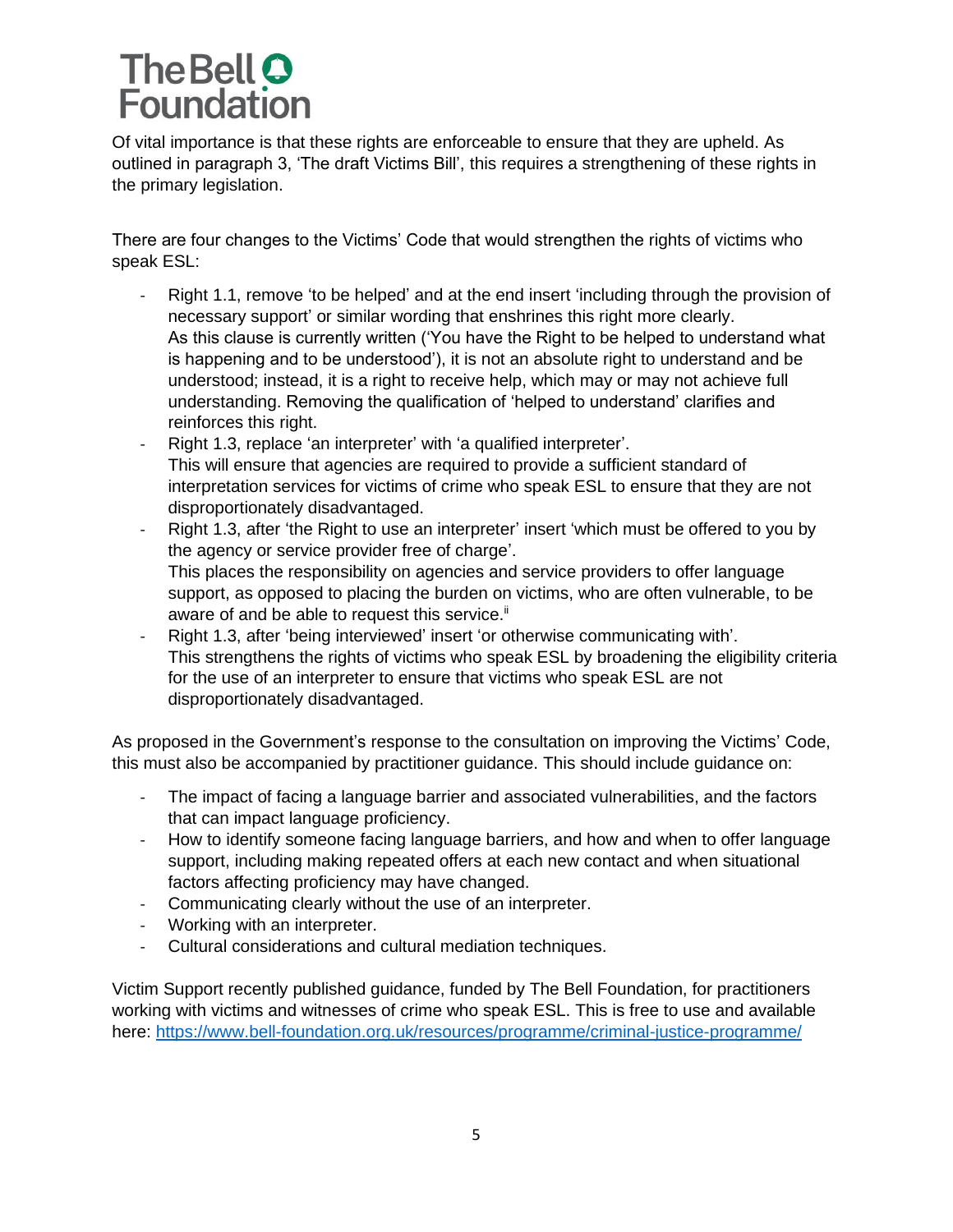Of vital importance is that these rights are enforceable to ensure that they are upheld. As outlined in paragraph 3, 'The draft Victims Bill', this requires a strengthening of these rights in the primary legislation.

There are four changes to the Victims' Code that would strengthen the rights of victims who speak ESL:

- Right 1.1, remove 'to be helped' and at the end insert 'including through the provision of necessary support' or similar wording that enshrines this right more clearly.
  As this clause is currently written ('You have the Right to be helped to understand what is happening and to be understood'), it is not an absolute right to understand and be understood; instead, it is a right to receive help, which may or may not achieve full understanding. Removing the qualification of 'helped to understand' clarifies and reinforces this right.
- Right 1.3, replace 'an interpreter' with 'a qualified interpreter'.
  This will ensure that agencies are required to provide a sufficient standard of interpretation services for victims of crime who speak ESL to ensure that they are not disproportionately disadvantaged.
- Right 1.3, after 'the Right to use an interpreter' insert 'which must be offered to you by the agency or service provider free of charge'.
  This places the responsibility on agencies and service providers to offer language support, as opposed to placing the burden on victims, who are often vulnerable, to be aware of and be able to request this service.[ii]
- Right 1.3, after 'being interviewed' insert 'or otherwise communicating with'.
  This strengthens the rights of victims who speak ESL by broadening the eligibility criteria for the use of an interpreter to ensure that victims who speak ESL are not disproportionately disadvantaged.

As proposed in the Government's response to the consultation on improving the Victims' Code, this must also be accompanied by practitioner guidance. This should include guidance on:

- The impact of facing a language barrier and associated vulnerabilities, and the factors that can impact language proficiency.
- How to identify someone facing language barriers, and how and when to offer language support, including making repeated offers at each new contact and when situational factors affecting proficiency may have changed.
- Communicating clearly without the use of an interpreter.
- Working with an interpreter.
- Cultural considerations and cultural mediation techniques.

Victim Support recently published guidance, funded by The Bell Foundation, for practitioners working with victims and witnesses of crime who speak ESL. This is free to use and available here: https://www.bell-foundation.org.uk/resources/programme/criminal-justice-programme/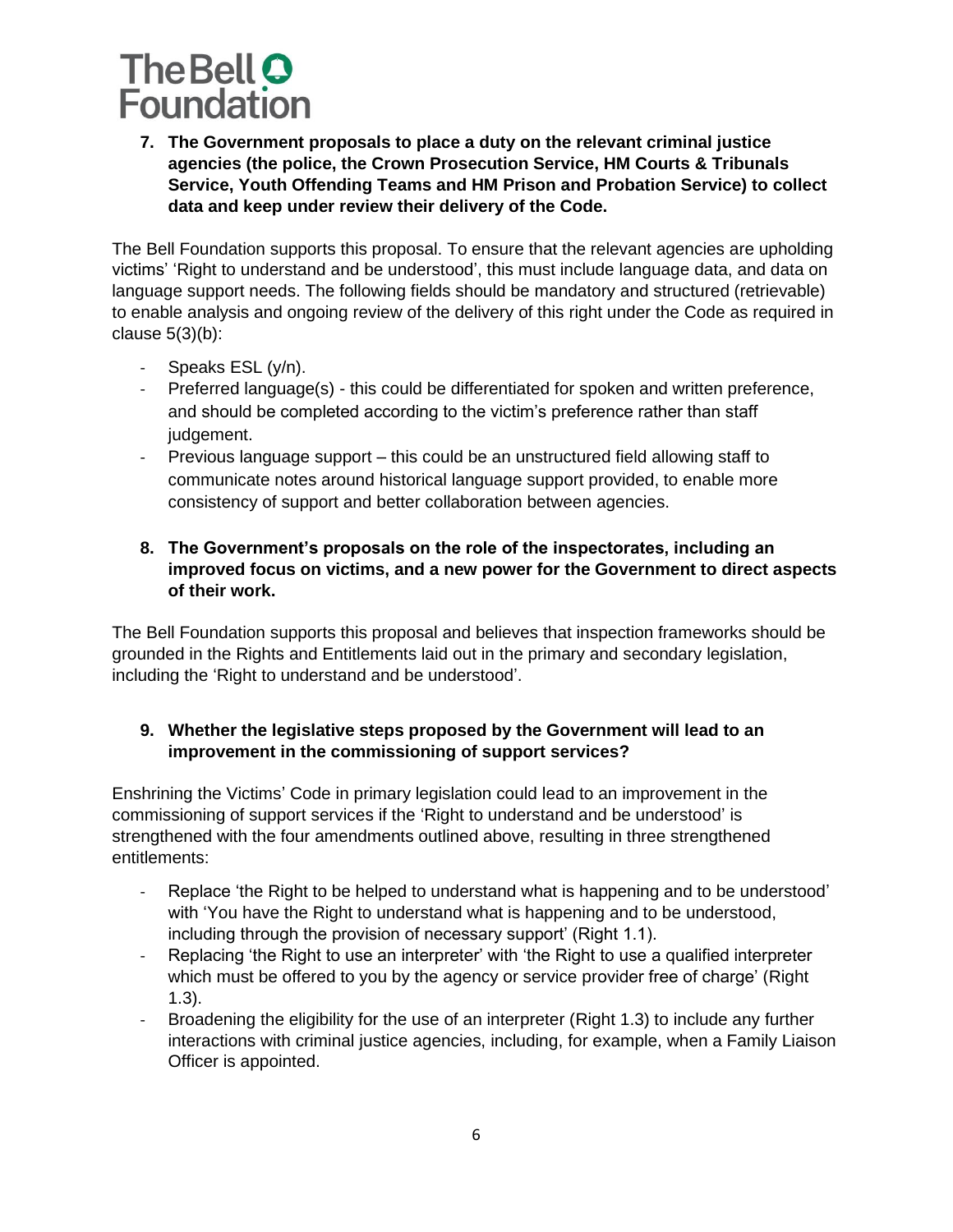**7. The Government proposals to place a duty on the relevant criminal justice agencies (the police, the Crown Prosecution Service, HM Courts & Tribunals Service, Youth Offending Teams and HM Prison and Probation Service) to collect data and keep under review their delivery of the Code.**

The Bell Foundation supports this proposal. To ensure that the relevant agencies are upholding victims' 'Right to understand and be understood', this must include language data, and data on language support needs. The following fields should be mandatory and structured (retrievable) to enable analysis and ongoing review of the delivery of this right under the Code as required in clause 5(3)(b):

- Speaks ESL (y/n).
- Preferred language(s) - this could be differentiated for spoken and written preference, and should be completed according to the victim's preference rather than staff judgement.
- Previous language support – this could be an unstructured field allowing staff to communicate notes around historical language support provided, to enable more consistency of support and better collaboration between agencies.

**8. The Government's proposals on the role of the inspectorates, including an improved focus on victims, and a new power for the Government to direct aspects of their work.**

The Bell Foundation supports this proposal and believes that inspection frameworks should be grounded in the Rights and Entitlements laid out in the primary and secondary legislation, including the 'Right to understand and be understood'.

**9. Whether the legislative steps proposed by the Government will lead to an improvement in the commissioning of support services?**

Enshrining the Victims' Code in primary legislation could lead to an improvement in the commissioning of support services if the 'Right to understand and be understood' is strengthened with the four amendments outlined above, resulting in three strengthened entitlements:

- Replace 'the Right to be helped to understand what is happening and to be understood' with 'You have the Right to understand what is happening and to be understood, including through the provision of necessary support' (Right 1.1).
- Replacing 'the Right to use an interpreter' with 'the Right to use a qualified interpreter which must be offered to you by the agency or service provider free of charge' (Right 1.3).
- Broadening the eligibility for the use of an interpreter (Right 1.3) to include any further interactions with criminal justice agencies, including, for example, when a Family Liaison Officer is appointed.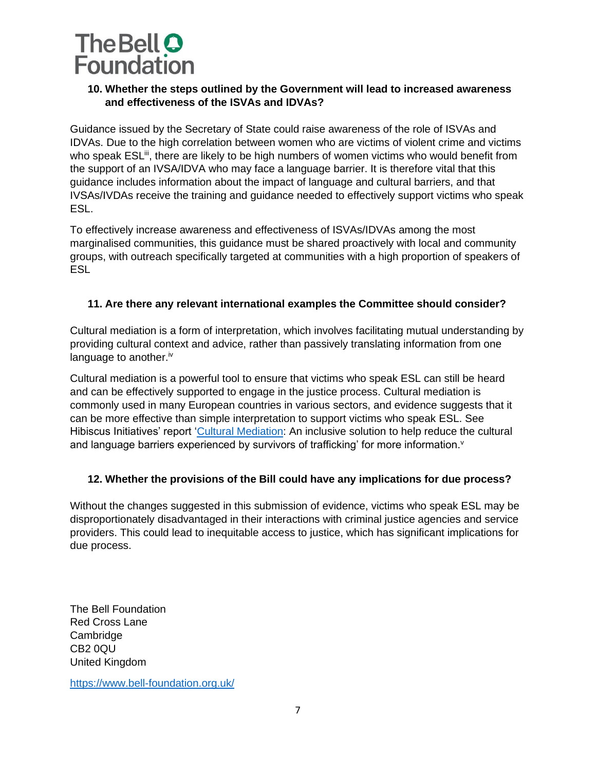The Bell Foundation

### 10. Whether the steps outlined by the Government will lead to increased awareness and effectiveness of the ISVAs and IDVAs?

Guidance issued by the Secretary of State could raise awareness of the role of ISVAs and IDVAs. Due to the high correlation between women who are victims of violent crime and victims who speak ESL[iii], there are likely to be high numbers of women victims who would benefit from the support of an IVSA/IDVA who may face a language barrier. It is therefore vital that this guidance includes information about the impact of language and cultural barriers, and that IVSAs/IVDAs receive the training and guidance needed to effectively support victims who speak ESL.

To effectively increase awareness and effectiveness of ISVAs/IDVAs among the most marginalised communities, this guidance must be shared proactively with local and community groups, with outreach specifically targeted at communities with a high proportion of speakers of ESL

### 11. Are there any relevant international examples the Committee should consider?

Cultural mediation is a form of interpretation, which involves facilitating mutual understanding by providing cultural context and advice, rather than passively translating information from one language to another.[iv]

Cultural mediation is a powerful tool to ensure that victims who speak ESL can still be heard and can be effectively supported to engage in the justice process. Cultural mediation is commonly used in many European countries in various sectors, and evidence suggests that it can be more effective than simple interpretation to support victims who speak ESL. See Hibiscus Initiatives' report 'Cultural Mediation: An inclusive solution to help reduce the cultural and language barriers experienced by survivors of trafficking' for more information.[v]

### 12. Whether the provisions of the Bill could have any implications for due process?

Without the changes suggested in this submission of evidence, victims who speak ESL may be disproportionately disadvantaged in their interactions with criminal justice agencies and service providers. This could lead to inequitable access to justice, which has significant implications for due process.

The Bell Foundation
Red Cross Lane
Cambridge
CB2 0QU
United Kingdom

https://www.bell-foundation.org.uk/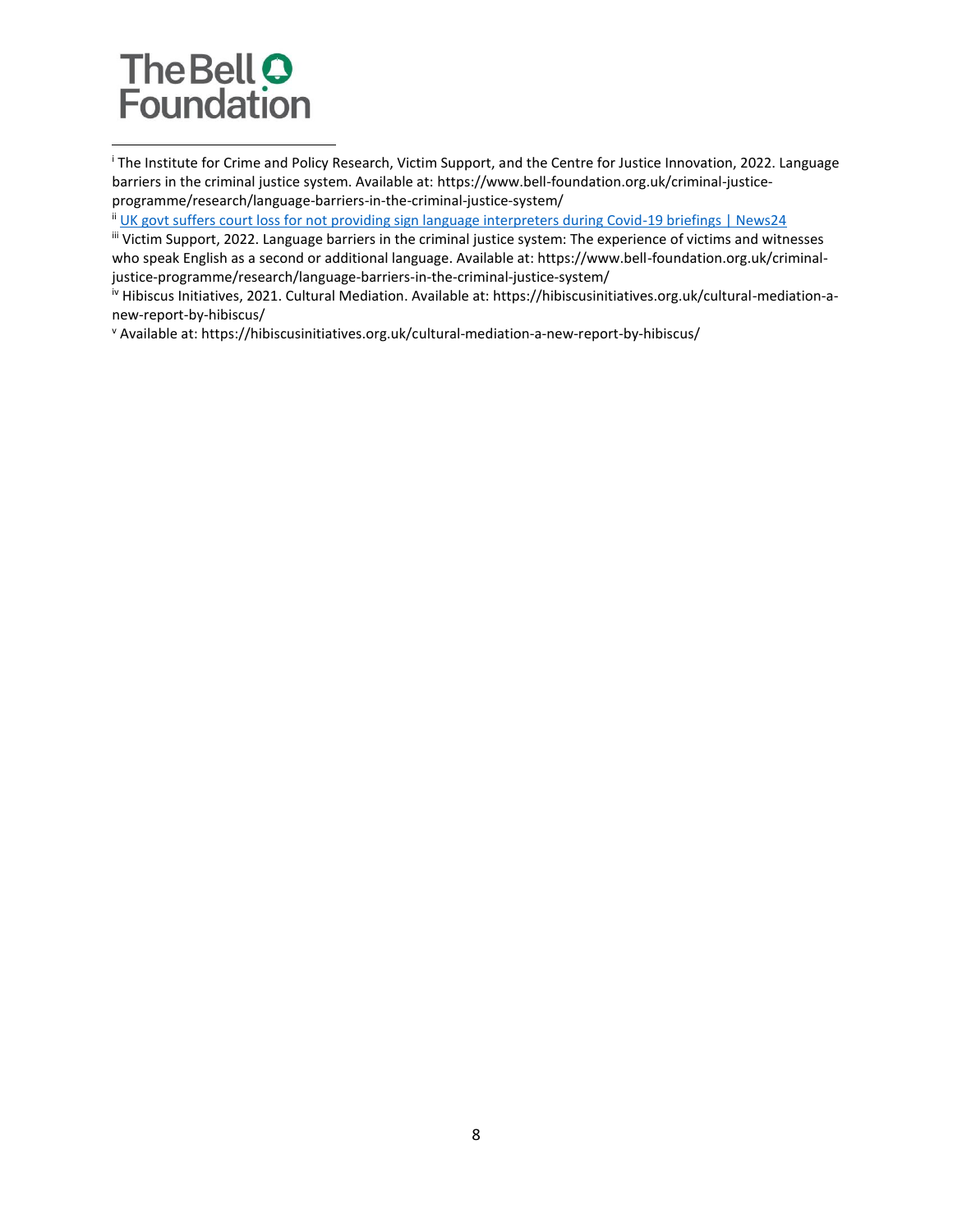[i] The Institute for Crime and Policy Research, Victim Support, and the Centre for Justice Innovation, 2022. Language barriers in the criminal justice system. Available at: https://www.bell-foundation.org.uk/criminal-justice-programme/research/language-barriers-in-the-criminal-justice-system/

[ii] UK govt suffers court loss for not providing sign language interpreters during Covid-19 briefings | News24

[iii] Victim Support, 2022. Language barriers in the criminal justice system: The experience of victims and witnesses who speak English as a second or additional language. Available at: https://www.bell-foundation.org.uk/criminal-justice-programme/research/language-barriers-in-the-criminal-justice-system/

[iv] Hibiscus Initiatives, 2021. Cultural Mediation. Available at: https://hibiscusinitiatives.org.uk/cultural-mediation-a-new-report-by-hibiscus/

[v] Available at: https://hibiscusinitiatives.org.uk/cultural-mediation-a-new-report-by-hibiscus/